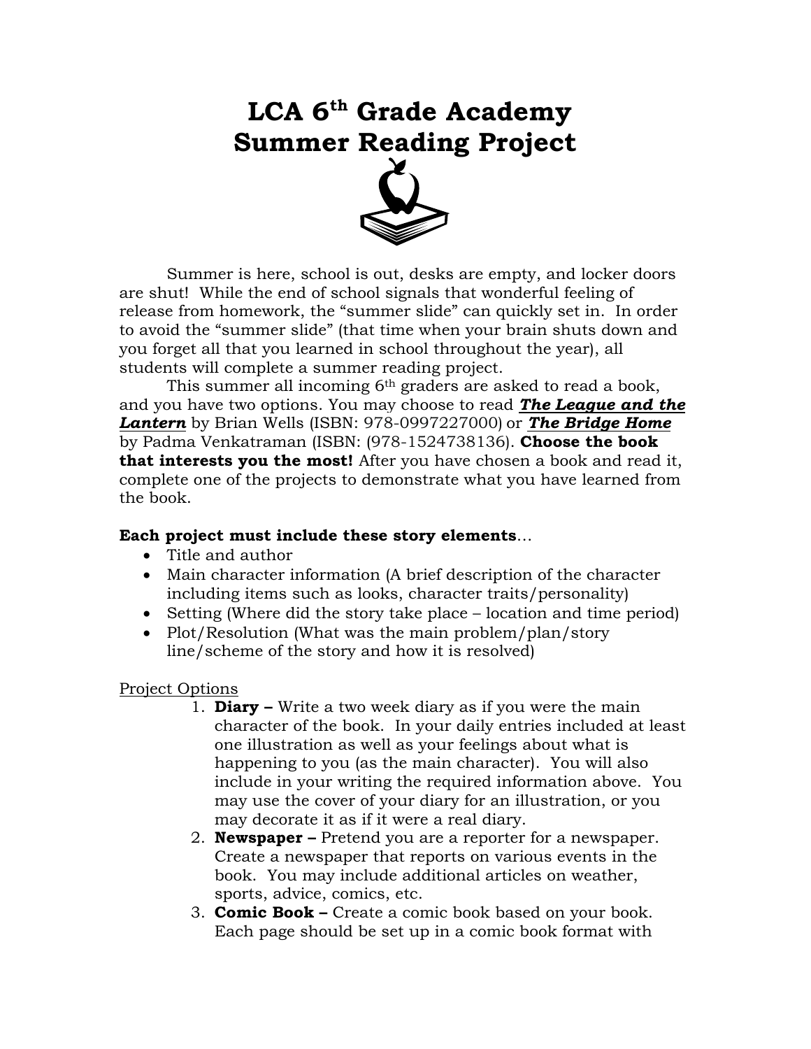# LCA 6th Grade Academy Summer Reading Project

Summer is here, school is out, desks are empty, and locker doors are shut! While the end of school signals that wonderful feeling of release from homework, the "summer slide" can quickly set in. In order to avoid the "summer slide" (that time when your brain shuts down and you forget all that you learned in school throughout the year), all students will complete a summer reading project.

This summer all incoming 6th graders are asked to read a book, and you have two options. You may choose to read ***The League and the Lantern*** by Brian Wells (ISBN: 978-0997227000) or ***The Bridge Home*** by Padma Venkatraman (ISBN: (978-1524738136). **Choose the book that interests you the most!** After you have chosen a book and read it, complete one of the projects to demonstrate what you have learned from the book.

**Each project must include these story elements**…

- Title and author
- Main character information (A brief description of the character including items such as looks, character traits/personality)
- Setting (Where did the story take place – location and time period)
- Plot/Resolution (What was the main problem/plan/story line/scheme of the story and how it is resolved)

Project Options

1. **Diary –** Write a two week diary as if you were the main character of the book. In your daily entries included at least one illustration as well as your feelings about what is happening to you (as the main character). You will also include in your writing the required information above. You may use the cover of your diary for an illustration, or you may decorate it as if it were a real diary.
2. **Newspaper –** Pretend you are a reporter for a newspaper. Create a newspaper that reports on various events in the book. You may include additional articles on weather, sports, advice, comics, etc.
3. **Comic Book –** Create a comic book based on your book. Each page should be set up in a comic book format with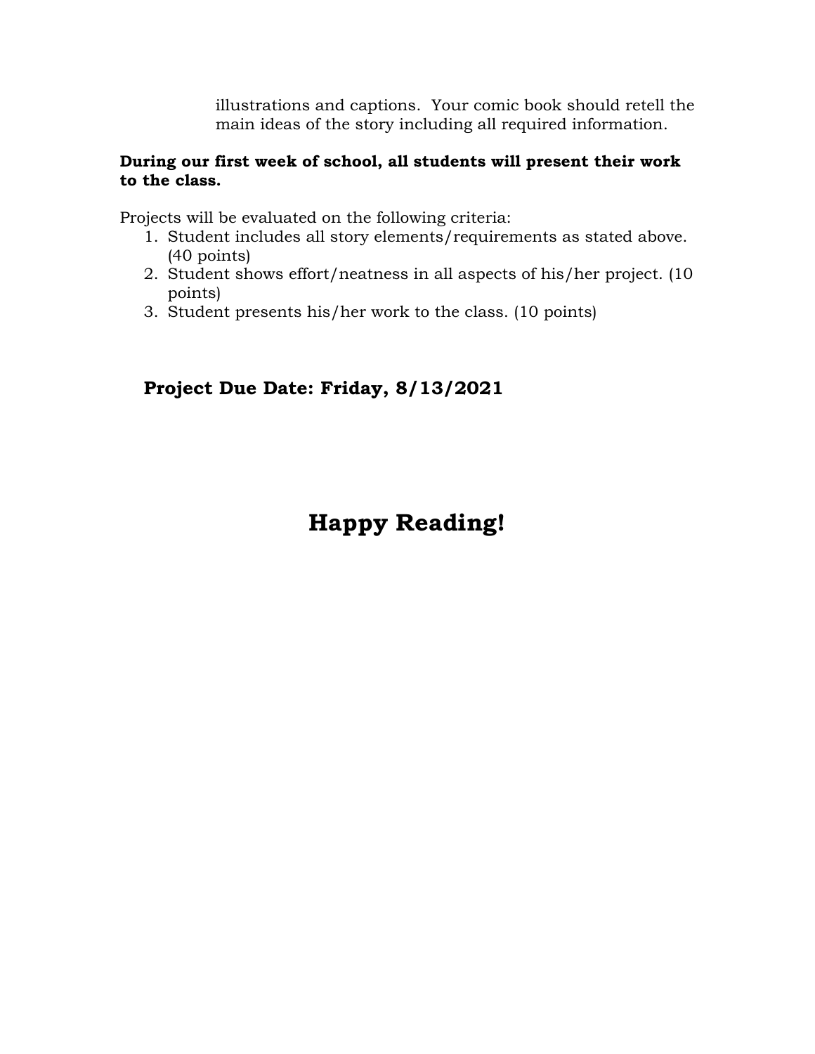illustrations and captions. Your comic book should retell the main ideas of the story including all required information.

**During our first week of school, all students will present their work to the class.**

Projects will be evaluated on the following criteria:

1. Student includes all story elements/requirements as stated above. (40 points)
2. Student shows effort/neatness in all aspects of his/her project. (10 points)
3. Student presents his/her work to the class. (10 points)

**Project Due Date: Friday, 8/13/2021**

# Happy Reading!